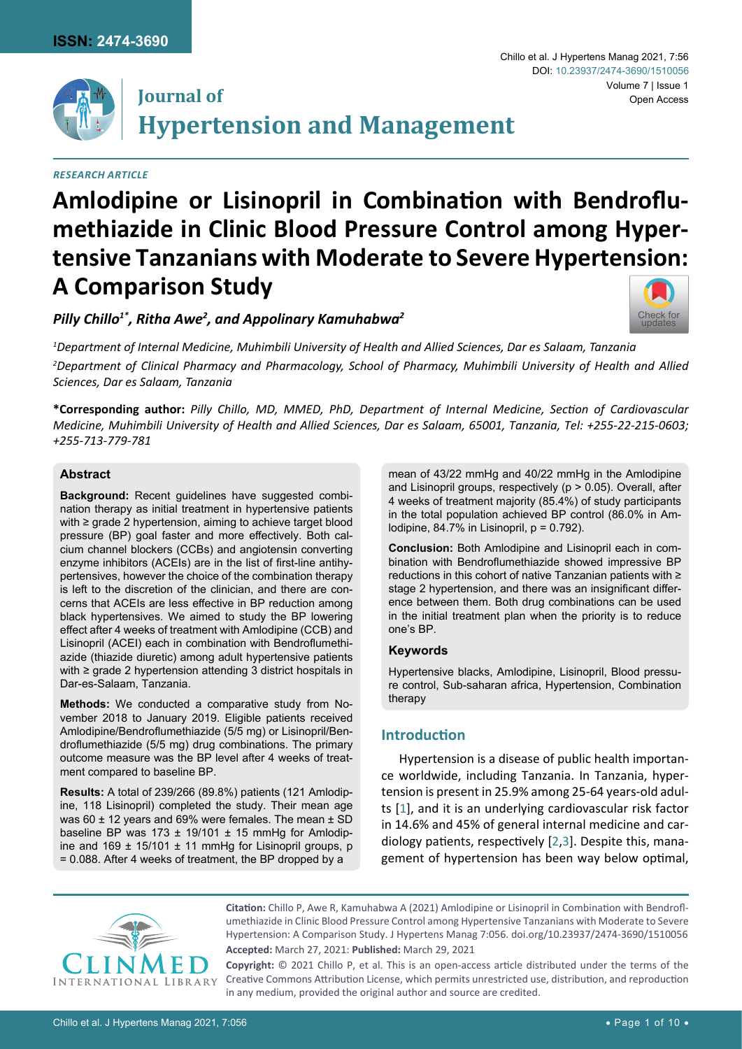RESEARCH ARTICLE

# Amlodipine or Lisinopril in Combination with Bendroflumethiazide in Clinic Blood Pressure Control among Hypertensive Tanzanians with Moderate to Severe Hypertension: A Comparison Study

*Pilly Chillo[1*], Ritha Awe[2], and Appolinary Kamuhabwa[2]*

[1]*Department of Internal Medicine, Muhimbili University of Health and Allied Sciences, Dar es Salaam, Tanzania*

[2]*Department of Clinical Pharmacy and Pharmacology, School of Pharmacy, Muhimbili University of Health and Allied Sciences, Dar es Salaam, Tanzania*

**\*Corresponding author:** *Pilly Chillo, MD, MMED, PhD, Department of Internal Medicine, Section of Cardiovascular Medicine, Muhimbili University of Health and Allied Sciences, Dar es Salaam, 65001, Tanzania, Tel: +255-22-215-0603; +255-713-779-781*

## Abstract

**Background:** Recent guidelines have suggested combination therapy as initial treatment in hypertensive patients with ≥ grade 2 hypertension, aiming to achieve target blood pressure (BP) goal faster and more effectively. Both calcium channel blockers (CCBs) and angiotensin converting enzyme inhibitors (ACEIs) are in the list of first-line antihypertensives, however the choice of the combination therapy is left to the discretion of the clinician, and there are concerns that ACEIs are less effective in BP reduction among black hypertensives. We aimed to study the BP lowering effect after 4 weeks of treatment with Amlodipine (CCB) and Lisinopril (ACEI) each in combination with Bendroflumethiazide (thiazide diuretic) among adult hypertensive patients with ≥ grade 2 hypertension attending 3 district hospitals in Dar-es-Salaam, Tanzania.

**Methods:** We conducted a comparative study from November 2018 to January 2019. Eligible patients received Amlodipine/Bendroflumethiazide (5/5 mg) or Lisinopril/Bendroflumethiazide (5/5 mg) drug combinations. The primary outcome measure was the BP level after 4 weeks of treatment compared to baseline BP.

**Results:** A total of 239/266 (89.8%) patients (121 Amlodipine, 118 Lisinopril) completed the study. Their mean age was 60 ± 12 years and 69% were females. The mean ± SD baseline BP was 173 ± 19/101 ± 15 mmHg for Amlodipine and 169 ± 15/101 ± 11 mmHg for Lisinopril groups, p = 0.088. After 4 weeks of treatment, the BP dropped by a mean of 43/22 mmHg and 40/22 mmHg in the Amlodipine and Lisinopril groups, respectively (p > 0.05). Overall, after 4 weeks of treatment majority (85.4%) of study participants in the total population achieved BP control (86.0% in Amlodipine, 84.7% in Lisinopril, p = 0.792).

**Conclusion:** Both Amlodipine and Lisinopril each in combination with Bendroflumethiazide showed impressive BP reductions in this cohort of native Tanzanian patients with ≥ stage 2 hypertension, and there was an insignificant difference between them. Both drug combinations can be used in the initial treatment plan when the priority is to reduce one's BP.

### Keywords

Hypertensive blacks, Amlodipine, Lisinopril, Blood pressure control, Sub-saharan africa, Hypertension, Combination therapy

## Introduction

Hypertension is a disease of public health importance worldwide, including Tanzania. In Tanzania, hypertension is present in 25.9% among 25-64 years-old adults [1], and it is an underlying cardiovascular risk factor in 14.6% and 45% of general internal medicine and cardiology patients, respectively [2,3]. Despite this, management of hypertension has been way below optimal,

**Citation:** Chillo P, Awe R, Kamuhabwa A (2021) Amlodipine or Lisinopril in Combination with Bendroflumethiazide in Clinic Blood Pressure Control among Hypertensive Tanzanians with Moderate to Severe Hypertension: A Comparison Study. J Hypertens Manag 7:056. doi.org/10.23937/2474-3690/1510056

**Accepted:** March 27, 2021: **Published:** March 29, 2021

**Copyright:** © 2021 Chillo P, et al. This is an open-access article distributed under the terms of the Creative Commons Attribution License, which permits unrestricted use, distribution, and reproduction in any medium, provided the original author and source are credited.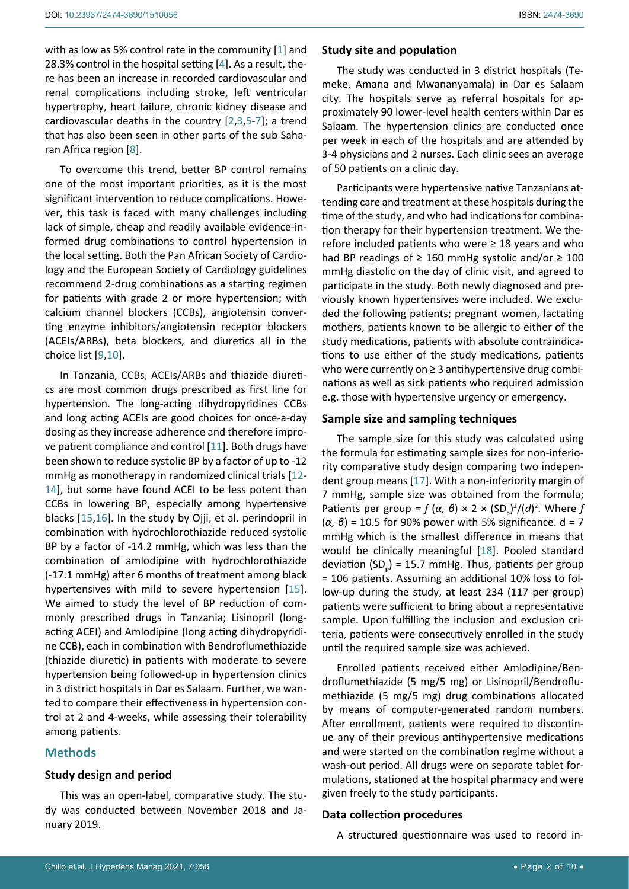with as low as 5% control rate in the community [1] and 28.3% control in the hospital setting [4]. As a result, there has been an increase in recorded cardiovascular and renal complications including stroke, left ventricular hypertrophy, heart failure, chronic kidney disease and cardiovascular deaths in the country [2,3,5-7]; a trend that has also been seen in other parts of the sub Saharan Africa region [8].

To overcome this trend, better BP control remains one of the most important priorities, as it is the most significant intervention to reduce complications. However, this task is faced with many challenges including lack of simple, cheap and readily available evidence-informed drug combinations to control hypertension in the local setting. Both the Pan African Society of Cardiology and the European Society of Cardiology guidelines recommend 2-drug combinations as a starting regimen for patients with grade 2 or more hypertension; with calcium channel blockers (CCBs), angiotensin converting enzyme inhibitors/angiotensin receptor blockers (ACEIs/ARBs), beta blockers, and diuretics all in the choice list [9,10].

In Tanzania, CCBs, ACEIs/ARBs and thiazide diuretics are most common drugs prescribed as first line for hypertension. The long-acting dihydropyridines CCBs and long acting ACEIs are good choices for once-a-day dosing as they increase adherence and therefore improve patient compliance and control [11]. Both drugs have been shown to reduce systolic BP by a factor of up to -12 mmHg as monotherapy in randomized clinical trials [12-14], but some have found ACEI to be less potent than CCBs in lowering BP, especially among hypertensive blacks [15,16]. In the study by Ojji, et al. perindopril in combination with hydrochlorothiazide reduced systolic BP by a factor of -14.2 mmHg, which was less than the combination of amlodipine with hydrochlorothiazide (-17.1 mmHg) after 6 months of treatment among black hypertensives with mild to severe hypertension [15]. We aimed to study the level of BP reduction of commonly prescribed drugs in Tanzania; Lisinopril (long-acting ACEI) and Amlodipine (long acting dihydropyridine CCB), each in combination with Bendroflumethiazide (thiazide diuretic) in patients with moderate to severe hypertension being followed-up in hypertension clinics in 3 district hospitals in Dar es Salaam. Further, we wanted to compare their effectiveness in hypertension control at 2 and 4-weeks, while assessing their tolerability among patients.

## Methods

### Study design and period

This was an open-label, comparative study. The study was conducted between November 2018 and January 2019.

### Study site and population

The study was conducted in 3 district hospitals (Temeke, Amana and Mwananyamala) in Dar es Salaam city. The hospitals serve as referral hospitals for approximately 90 lower-level health centers within Dar es Salaam. The hypertension clinics are conducted once per week in each of the hospitals and are attended by 3-4 physicians and 2 nurses. Each clinic sees an average of 50 patients on a clinic day.

Participants were hypertensive native Tanzanians attending care and treatment at these hospitals during the time of the study, and who had indications for combination therapy for their hypertension treatment. We therefore included patients who were ≥ 18 years and who had BP readings of ≥ 160 mmHg systolic and/or ≥ 100 mmHg diastolic on the day of clinic visit, and agreed to participate in the study. Both newly diagnosed and previously known hypertensives were included. We excluded the following patients; pregnant women, lactating mothers, patients known to be allergic to either of the study medications, patients with absolute contraindications to use either of the study medications, patients who were currently on ≥ 3 antihypertensive drug combinations as well as sick patients who required admission e.g. those with hypertensive urgency or emergency.

### Sample size and sampling techniques

The sample size for this study was calculated using the formula for estimating sample sizes for non-inferiority comparative study design comparing two independent group means [17]. With a non-inferiority margin of 7 mmHg, sample size was obtained from the formula; Patients per group = $f(\alpha, \beta) \times 2 \times (SD_p)^2/(d)^2$. Where $f(\alpha, \beta) = 10.5$ for 90% power with 5% significance. d = 7 mmHg which is the smallest difference in means that would be clinically meaningful [18]. Pooled standard deviation ($SD_p$) = 15.7 mmHg. Thus, patients per group = 106 patients. Assuming an additional 10% loss to follow-up during the study, at least 234 (117 per group) patients were sufficient to bring about a representative sample. Upon fulfilling the inclusion and exclusion criteria, patients were consecutively enrolled in the study until the required sample size was achieved.

Enrolled patients received either Amlodipine/Bendroflumethiazide (5 mg/5 mg) or Lisinopril/Bendroflumethiazide (5 mg/5 mg) drug combinations allocated by means of computer-generated random numbers. After enrollment, patients were required to discontinue any of their previous antihypertensive medications and were started on the combination regime without a wash-out period. All drugs were on separate tablet formulations, stationed at the hospital pharmacy and were given freely to the study participants.

### Data collection procedures

A structured questionnaire was used to record in-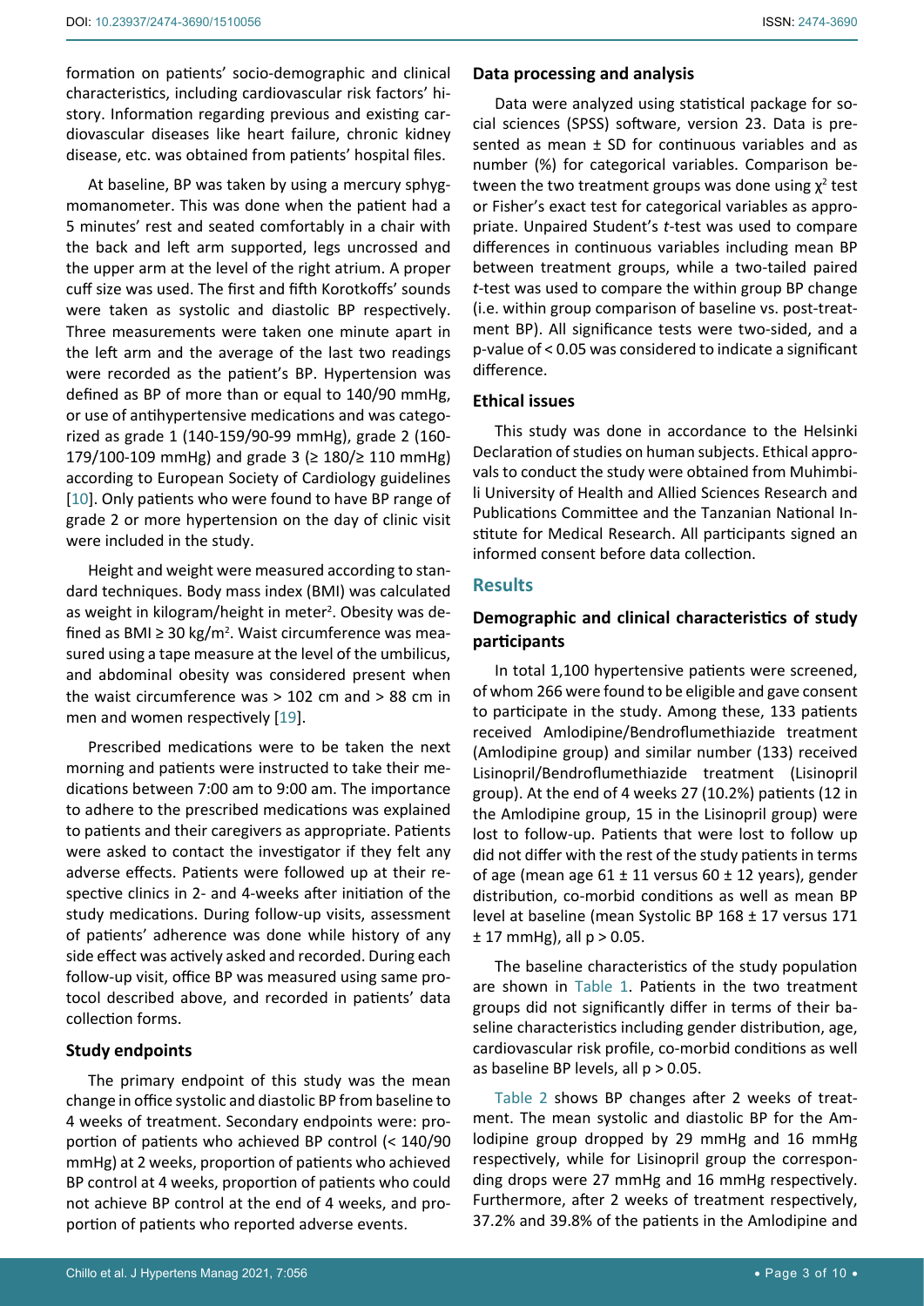formation on patients' socio-demographic and clinical characteristics, including cardiovascular risk factors' history. Information regarding previous and existing cardiovascular diseases like heart failure, chronic kidney disease, etc. was obtained from patients' hospital files.

At baseline, BP was taken by using a mercury sphygmomanometer. This was done when the patient had a 5 minutes' rest and seated comfortably in a chair with the back and left arm supported, legs uncrossed and the upper arm at the level of the right atrium. A proper cuff size was used. The first and fifth Korotkoffs' sounds were taken as systolic and diastolic BP respectively. Three measurements were taken one minute apart in the left arm and the average of the last two readings were recorded as the patient's BP. Hypertension was defined as BP of more than or equal to 140/90 mmHg, or use of antihypertensive medications and was categorized as grade 1 (140-159/90-99 mmHg), grade 2 (160-179/100-109 mmHg) and grade 3 (≥ 180/≥ 110 mmHg) according to European Society of Cardiology guidelines [10]. Only patients who were found to have BP range of grade 2 or more hypertension on the day of clinic visit were included in the study.

Height and weight were measured according to standard techniques. Body mass index (BMI) was calculated as weight in kilogram/height in meter$^2$. Obesity was defined as BMI ≥ 30 kg/m$^2$. Waist circumference was measured using a tape measure at the level of the umbilicus, and abdominal obesity was considered present when the waist circumference was > 102 cm and > 88 cm in men and women respectively [19].

Prescribed medications were to be taken the next morning and patients were instructed to take their medications between 7:00 am to 9:00 am. The importance to adhere to the prescribed medications was explained to patients and their caregivers as appropriate. Patients were asked to contact the investigator if they felt any adverse effects. Patients were followed up at their respective clinics in 2- and 4-weeks after initiation of the study medications. During follow-up visits, assessment of patients' adherence was done while history of any side effect was actively asked and recorded. During each follow-up visit, office BP was measured using same protocol described above, and recorded in patients' data collection forms.

### Study endpoints

The primary endpoint of this study was the mean change in office systolic and diastolic BP from baseline to 4 weeks of treatment. Secondary endpoints were: proportion of patients who achieved BP control (< 140/90 mmHg) at 2 weeks, proportion of patients who achieved BP control at 4 weeks, proportion of patients who could not achieve BP control at the end of 4 weeks, and proportion of patients who reported adverse events.

### Data processing and analysis

Data were analyzed using statistical package for social sciences (SPSS) software, version 23. Data is presented as mean ± SD for continuous variables and as number (%) for categorical variables. Comparison between the two treatment groups was done using $\chi^2$ test or Fisher's exact test for categorical variables as appropriate. Unpaired Student's *t*-test was used to compare differences in continuous variables including mean BP between treatment groups, while a two-tailed paired *t*-test was used to compare the within group BP change (i.e. within group comparison of baseline vs. post-treatment BP). All significance tests were two-sided, and a p-value of < 0.05 was considered to indicate a significant difference.

### Ethical issues

This study was done in accordance to the Helsinki Declaration of studies on human subjects. Ethical approvals to conduct the study were obtained from Muhimbili University of Health and Allied Sciences Research and Publications Committee and the Tanzanian National Institute for Medical Research. All participants signed an informed consent before data collection.

## Results

### Demographic and clinical characteristics of study participants

In total 1,100 hypertensive patients were screened, of whom 266 were found to be eligible and gave consent to participate in the study. Among these, 133 patients received Amlodipine/Bendroflumethiazide treatment (Amlodipine group) and similar number (133) received Lisinopril/Bendroflumethiazide treatment (Lisinopril group). At the end of 4 weeks 27 (10.2%) patients (12 in the Amlodipine group, 15 in the Lisinopril group) were lost to follow-up. Patients that were lost to follow up did not differ with the rest of the study patients in terms of age (mean age 61 ± 11 versus 60 ± 12 years), gender distribution, co-morbid conditions as well as mean BP level at baseline (mean Systolic BP 168 ± 17 versus 171 ± 17 mmHg), all p > 0.05.

The baseline characteristics of the study population are shown in Table 1. Patients in the two treatment groups did not significantly differ in terms of their baseline characteristics including gender distribution, age, cardiovascular risk profile, co-morbid conditions as well as baseline BP levels, all p > 0.05.

Table 2 shows BP changes after 2 weeks of treatment. The mean systolic and diastolic BP for the Amlodipine group dropped by 29 mmHg and 16 mmHg respectively, while for Lisinopril group the corresponding drops were 27 mmHg and 16 mmHg respectively. Furthermore, after 2 weeks of treatment respectively, 37.2% and 39.8% of the patients in the Amlodipine and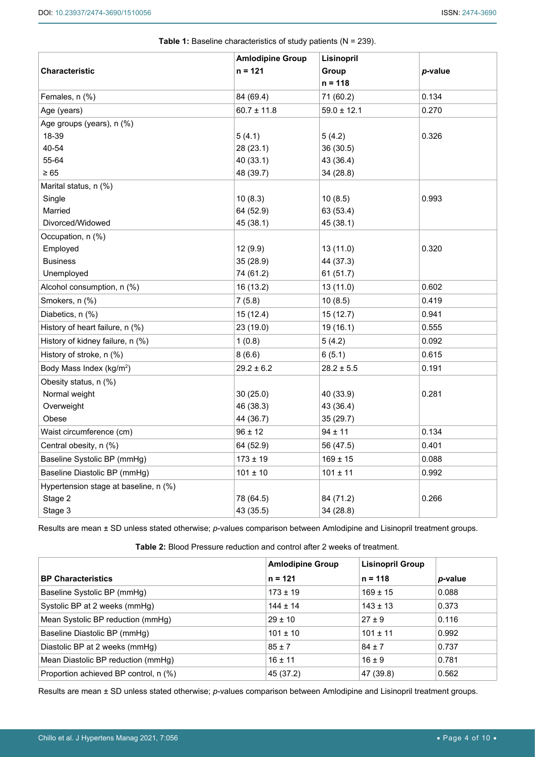**Table 1:** Baseline characteristics of study patients (N = 239).

| Characteristic | Amlodipine Group n = 121 | Lisinopril Group n = 118 | *p*-value |
|---|---|---|---|
| Females, n (%) | 84 (69.4) | 71 (60.2) | 0.134 |
| Age (years) | 60.7 ± 11.8 | 59.0 ± 12.1 | 0.270 |
| Age groups (years), n (%) | | | |
| 18-39 | 5 (4.1) | 5 (4.2) | 0.326 |
| 40-54 | 28 (23.1) | 36 (30.5) | |
| 55-64 | 40 (33.1) | 43 (36.4) | |
| ≥ 65 | 48 (39.7) | 34 (28.8) | |
| Marital status, n (%) | | | |
| Single | 10 (8.3) | 10 (8.5) | 0.993 |
| Married | 64 (52.9) | 63 (53.4) | |
| Divorced/Widowed | 45 (38.1) | 45 (38.1) | |
| Occupation, n (%) | | | |
| Employed | 12 (9.9) | 13 (11.0) | 0.320 |
| Business | 35 (28.9) | 44 (37.3) | |
| Unemployed | 74 (61.2) | 61 (51.7) | |
| Alcohol consumption, n (%) | 16 (13.2) | 13 (11.0) | 0.602 |
| Smokers, n (%) | 7 (5.8) | 10 (8.5) | 0.419 |
| Diabetics, n (%) | 15 (12.4) | 15 (12.7) | 0.941 |
| History of heart failure, n (%) | 23 (19.0) | 19 (16.1) | 0.555 |
| History of kidney failure, n (%) | 1 (0.8) | 5 (4.2) | 0.092 |
| History of stroke, n (%) | 8 (6.6) | 6 (5.1) | 0.615 |
| Body Mass Index (kg/m$^2$) | 29.2 ± 6.2 | 28.2 ± 5.5 | 0.191 |
| Obesity status, n (%) | | | |
| Normal weight | 30 (25.0) | 40 (33.9) | 0.281 |
| Overweight | 46 (38.3) | 43 (36.4) | |
| Obese | 44 (36.7) | 35 (29.7) | |
| Waist circumference (cm) | 96 ± 12 | 94 ± 11 | 0.134 |
| Central obesity, n (%) | 64 (52.9) | 56 (47.5) | 0.401 |
| Baseline Systolic BP (mmHg) | 173 ± 19 | 169 ± 15 | 0.088 |
| Baseline Diastolic BP (mmHg) | 101 ± 10 | 101 ± 11 | 0.992 |
| Hypertension stage at baseline, n (%) | | | |
| Stage 2 | 78 (64.5) | 84 (71.2) | 0.266 |
| Stage 3 | 43 (35.5) | 34 (28.8) | |

Results are mean ± SD unless stated otherwise; *p*-values comparison between Amlodipine and Lisinopril treatment groups.

**Table 2:** Blood Pressure reduction and control after 2 weeks of treatment.

| BP Characteristics | Amlodipine Group n = 121 | Lisinopril Group n = 118 | *p*-value |
|---|---|---|---|
| Baseline Systolic BP (mmHg) | 173 ± 19 | 169 ± 15 | 0.088 |
| Systolic BP at 2 weeks (mmHg) | 144 ± 14 | 143 ± 13 | 0.373 |
| Mean Systolic BP reduction (mmHg) | 29 ± 10 | 27 ± 9 | 0.116 |
| Baseline Diastolic BP (mmHg) | 101 ± 10 | 101 ± 11 | 0.992 |
| Diastolic BP at 2 weeks (mmHg) | 85 ± 7 | 84 ± 7 | 0.737 |
| Mean Diastolic BP reduction (mmHg) | 16 ± 11 | 16 ± 9 | 0.781 |
| Proportion achieved BP control, n (%) | 45 (37.2) | 47 (39.8) | 0.562 |

Results are mean ± SD unless stated otherwise; *p*-values comparison between Amlodipine and Lisinopril treatment groups.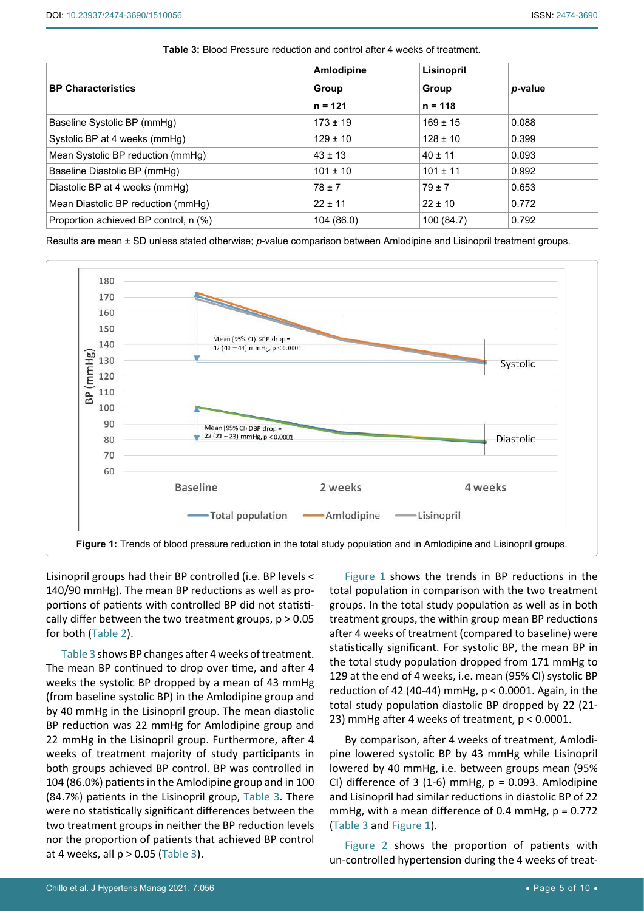**Table 3:** Blood Pressure reduction and control after 4 weeks of treatment.

| BP Characteristics | Amlodipine Group n = 121 | Lisinopril Group n = 118 | *p*-value |
|---|---|---|---|
| Baseline Systolic BP (mmHg) | 173 ± 19 | 169 ± 15 | 0.088 |
| Systolic BP at 4 weeks (mmHg) | 129 ± 10 | 128 ± 10 | 0.399 |
| Mean Systolic BP reduction (mmHg) | 43 ± 13 | 40 ± 11 | 0.093 |
| Baseline Diastolic BP (mmHg) | 101 ± 10 | 101 ± 11 | 0.992 |
| Diastolic BP at 4 weeks (mmHg) | 78 ± 7 | 79 ± 7 | 0.653 |
| Mean Diastolic BP reduction (mmHg) | 22 ± 11 | 22 ± 10 | 0.772 |
| Proportion achieved BP control, n (%) | 104 (86.0) | 100 (84.7) | 0.792 |

Results are mean ± SD unless stated otherwise; *p*-value comparison between Amlodipine and Lisinopril treatment groups.

**Figure 1:** Trends of blood pressure reduction in the total study population and in Amlodipine and Lisinopril groups.

Lisinopril groups had their BP controlled (i.e. BP levels < 140/90 mmHg). The mean BP reductions as well as proportions of patients with controlled BP did not statistically differ between the two treatment groups, $p > 0.05$ for both (Table 2).

Table 3 shows BP changes after 4 weeks of treatment. The mean BP continued to drop over time, and after 4 weeks the systolic BP dropped by a mean of 43 mmHg (from baseline systolic BP) in the Amlodipine group and by 40 mmHg in the Lisinopril group. The mean diastolic BP reduction was 22 mmHg for Amlodipine group and 22 mmHg in the Lisinopril group. Furthermore, after 4 weeks of treatment majority of study participants in both groups achieved BP control. BP was controlled in 104 (86.0%) patients in the Amlodipine group and in 100 (84.7%) patients in the Lisinopril group, Table 3. There were no statistically significant differences between the two treatment groups in neither the BP reduction levels nor the proportion of patients that achieved BP control at 4 weeks, all $p > 0.05$ (Table 3).

Figure 1 shows the trends in BP reductions in the total population in comparison with the two treatment groups. In the total study population as well as in both treatment groups, the within group mean BP reductions after 4 weeks of treatment (compared to baseline) were statistically significant. For systolic BP, the mean BP in the total study population dropped from 171 mmHg to 129 at the end of 4 weeks, i.e. mean (95% CI) systolic BP reduction of 42 (40-44) mmHg, $p < 0.0001$. Again, in the total study population diastolic BP dropped by 22 (21-23) mmHg after 4 weeks of treatment, $p < 0.0001$.

By comparison, after 4 weeks of treatment, Amlodipine lowered systolic BP by 43 mmHg while Lisinopril lowered by 40 mmHg, i.e. between groups mean (95% CI) difference of 3 (1-6) mmHg, $p = 0.093$. Amlodipine and Lisinopril had similar reductions in diastolic BP of 22 mmHg, with a mean difference of 0.4 mmHg, $p = 0.772$ (Table 3 and Figure 1).

Figure 2 shows the proportion of patients with un-controlled hypertension during the 4 weeks of treat-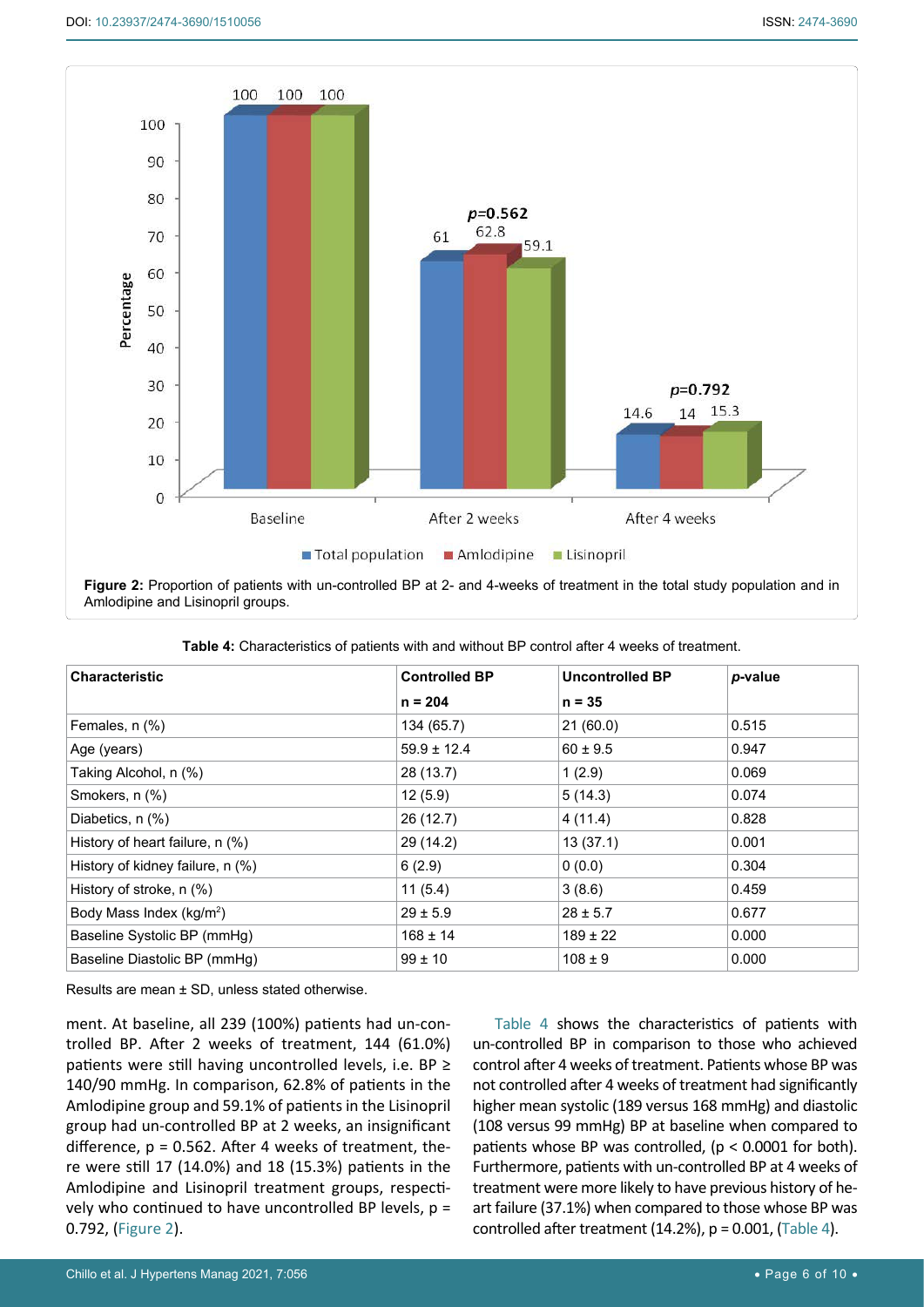**Figure 2:** Proportion of patients with un-controlled BP at 2- and 4-weeks of treatment in the total study population and in Amlodipine and Lisinopril groups.

**Table 4:** Characteristics of patients with and without BP control after 4 weeks of treatment.

| Characteristic | Controlled BP | Uncontrolled BP | *p*-value |
|---|---|---|---|
| | n = 204 | n = 35 | |
| Females, n (%) | 134 (65.7) | 21 (60.0) | 0.515 |
| Age (years) | 59.9 ± 12.4 | 60 ± 9.5 | 0.947 |
| Taking Alcohol, n (%) | 28 (13.7) | 1 (2.9) | 0.069 |
| Smokers, n (%) | 12 (5.9) | 5 (14.3) | 0.074 |
| Diabetics, n (%) | 26 (12.7) | 4 (11.4) | 0.828 |
| History of heart failure, n (%) | 29 (14.2) | 13 (37.1) | 0.001 |
| History of kidney failure, n (%) | 6 (2.9) | 0 (0.0) | 0.304 |
| History of stroke, n (%) | 11 (5.4) | 3 (8.6) | 0.459 |
| Body Mass Index (kg/m$^2$) | 29 ± 5.9 | 28 ± 5.7 | 0.677 |
| Baseline Systolic BP (mmHg) | 168 ± 14 | 189 ± 22 | 0.000 |
| Baseline Diastolic BP (mmHg) | 99 ± 10 | 108 ± 9 | 0.000 |

Results are mean ± SD, unless stated otherwise.

ment. At baseline, all 239 (100%) patients had un-controlled BP. After 2 weeks of treatment, 144 (61.0%) patients were still having uncontrolled levels, i.e. BP ≥ 140/90 mmHg. In comparison, 62.8% of patients in the Amlodipine group and 59.1% of patients in the Lisinopril group had un-controlled BP at 2 weeks, an insignificant difference, $p = 0.562$. After 4 weeks of treatment, there were still 17 (14.0%) and 18 (15.3%) patients in the Amlodipine and Lisinopril treatment groups, respectively who continued to have uncontrolled BP levels, $p = 0.792$, (Figure 2).

Table 4 shows the characteristics of patients with un-controlled BP in comparison to those who achieved control after 4 weeks of treatment. Patients whose BP was not controlled after 4 weeks of treatment had significantly higher mean systolic (189 versus 168 mmHg) and diastolic (108 versus 99 mmHg) BP at baseline when compared to patients whose BP was controlled, ($p < 0.0001$ for both). Furthermore, patients with un-controlled BP at 4 weeks of treatment were more likely to have previous history of heart failure (37.1%) when compared to those whose BP was controlled after treatment (14.2%), $p = 0.001$, (Table 4).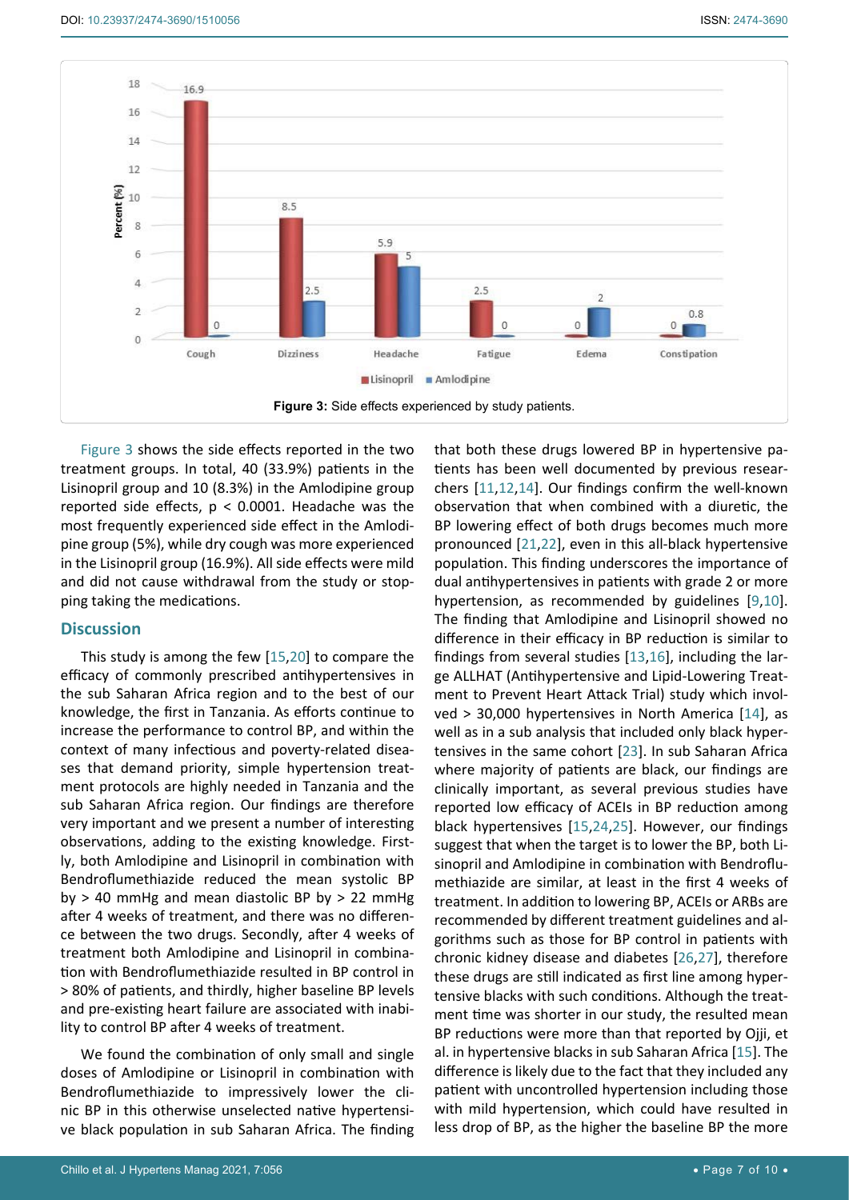Figure 3: Side effects experienced by study patients.

Figure 3 shows the side effects reported in the two treatment groups. In total, 40 (33.9%) patients in the Lisinopril group and 10 (8.3%) in the Amlodipine group reported side effects, $p < 0.0001$. Headache was the most frequently experienced side effect in the Amlodipine group (5%), while dry cough was more experienced in the Lisinopril group (16.9%). All side effects were mild and did not cause withdrawal from the study or stopping taking the medications.

## Discussion

This study is among the few [15,20] to compare the efficacy of commonly prescribed antihypertensives in the sub Saharan Africa region and to the best of our knowledge, the first in Tanzania. As efforts continue to increase the performance to control BP, and within the context of many infectious and poverty-related diseases that demand priority, simple hypertension treatment protocols are highly needed in Tanzania and the sub Saharan Africa region. Our findings are therefore very important and we present a number of interesting observations, adding to the existing knowledge. Firstly, both Amlodipine and Lisinopril in combination with Bendroflumethiazide reduced the mean systolic BP by > 40 mmHg and mean diastolic BP by > 22 mmHg after 4 weeks of treatment, and there was no difference between the two drugs. Secondly, after 4 weeks of treatment both Amlodipine and Lisinopril in combination with Bendroflumethiazide resulted in BP control in > 80% of patients, and thirdly, higher baseline BP levels and pre-existing heart failure are associated with inability to control BP after 4 weeks of treatment.

We found the combination of only small and single doses of Amlodipine or Lisinopril in combination with Bendroflumethiazide to impressively lower the clinic BP in this otherwise unselected native hypertensive black population in sub Saharan Africa. The finding that both these drugs lowered BP in hypertensive patients has been well documented by previous researchers [11,12,14]. Our findings confirm the well-known observation that when combined with a diuretic, the BP lowering effect of both drugs becomes much more pronounced [21,22], even in this all-black hypertensive population. This finding underscores the importance of dual antihypertensives in patients with grade 2 or more hypertension, as recommended by guidelines [9,10]. The finding that Amlodipine and Lisinopril showed no difference in their efficacy in BP reduction is similar to findings from several studies [13,16], including the large ALLHAT (Antihypertensive and Lipid-Lowering Treatment to Prevent Heart Attack Trial) study which involved > 30,000 hypertensives in North America [14], as well as in a sub analysis that included only black hypertensives in the same cohort [23]. In sub Saharan Africa where majority of patients are black, our findings are clinically important, as several previous studies have reported low efficacy of ACEIs in BP reduction among black hypertensives [15,24,25]. However, our findings suggest that when the target is to lower the BP, both Lisinopril and Amlodipine in combination with Bendroflumethiazide are similar, at least in the first 4 weeks of treatment. In addition to lowering BP, ACEIs or ARBs are recommended by different treatment guidelines and algorithms such as those for BP control in patients with chronic kidney disease and diabetes [26,27], therefore these drugs are still indicated as first line among hypertensive blacks with such conditions. Although the treatment time was shorter in our study, the resulted mean BP reductions were more than that reported by Ojji, et al. in hypertensive blacks in sub Saharan Africa [15]. The difference is likely due to the fact that they included any patient with uncontrolled hypertension including those with mild hypertension, which could have resulted in less drop of BP, as the higher the baseline BP the more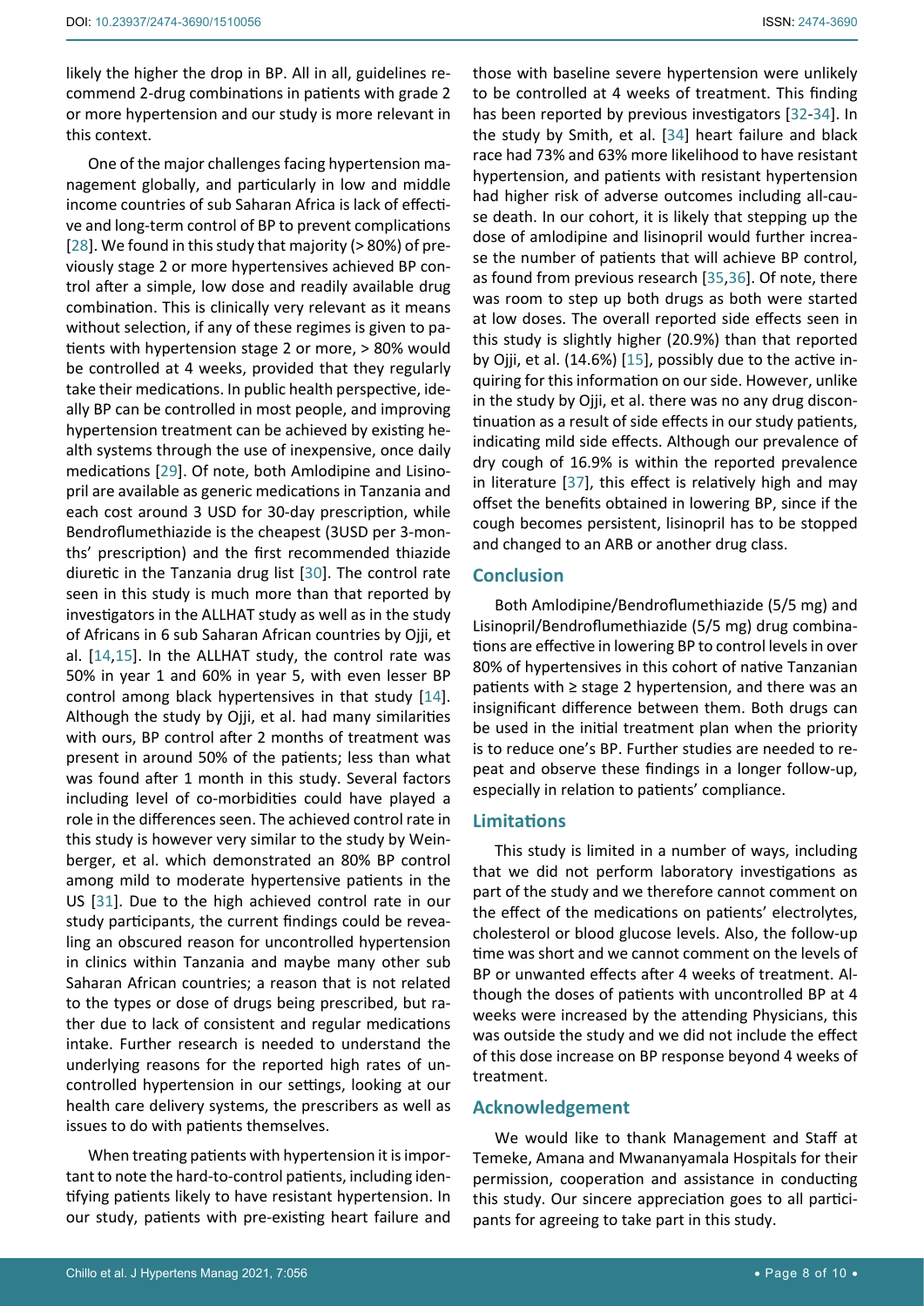likely the higher the drop in BP. All in all, guidelines recommend 2-drug combinations in patients with grade 2 or more hypertension and our study is more relevant in this context.

One of the major challenges facing hypertension management globally, and particularly in low and middle income countries of sub Saharan Africa is lack of effective and long-term control of BP to prevent complications [28]. We found in this study that majority (> 80%) of previously stage 2 or more hypertensives achieved BP control after a simple, low dose and readily available drug combination. This is clinically very relevant as it means without selection, if any of these regimes is given to patients with hypertension stage 2 or more, > 80% would be controlled at 4 weeks, provided that they regularly take their medications. In public health perspective, ideally BP can be controlled in most people, and improving hypertension treatment can be achieved by existing health systems through the use of inexpensive, once daily medications [29]. Of note, both Amlodipine and Lisinopril are available as generic medications in Tanzania and each cost around 3 USD for 30-day prescription, while Bendroflumethiazide is the cheapest (3USD per 3-months' prescription) and the first recommended thiazide diuretic in the Tanzania drug list [30]. The control rate seen in this study is much more than that reported by investigators in the ALLHAT study as well as in the study of Africans in 6 sub Saharan African countries by Ojji, et al. [14,15]. In the ALLHAT study, the control rate was 50% in year 1 and 60% in year 5, with even lesser BP control among black hypertensives in that study [14]. Although the study by Ojji, et al. had many similarities with ours, BP control after 2 months of treatment was present in around 50% of the patients; less than what was found after 1 month in this study. Several factors including level of co-morbidities could have played a role in the differences seen. The achieved control rate in this study is however very similar to the study by Weinberger, et al. which demonstrated an 80% BP control among mild to moderate hypertensive patients in the US [31]. Due to the high achieved control rate in our study participants, the current findings could be revealing an obscured reason for uncontrolled hypertension in clinics within Tanzania and maybe many other sub Saharan African countries; a reason that is not related to the types or dose of drugs being prescribed, but rather due to lack of consistent and regular medications intake. Further research is needed to understand the underlying reasons for the reported high rates of uncontrolled hypertension in our settings, looking at our health care delivery systems, the prescribers as well as issues to do with patients themselves.

When treating patients with hypertension it is important to note the hard-to-control patients, including identifying patients likely to have resistant hypertension. In our study, patients with pre-existing heart failure and those with baseline severe hypertension were unlikely to be controlled at 4 weeks of treatment. This finding has been reported by previous investigators [32-34]. In the study by Smith, et al. [34] heart failure and black race had 73% and 63% more likelihood to have resistant hypertension, and patients with resistant hypertension had higher risk of adverse outcomes including all-cause death. In our cohort, it is likely that stepping up the dose of amlodipine and lisinopril would further increase the number of patients that will achieve BP control, as found from previous research [35,36]. Of note, there was room to step up both drugs as both were started at low doses. The overall reported side effects seen in this study is slightly higher (20.9%) than that reported by Ojji, et al. (14.6%) [15], possibly due to the active inquiring for this information on our side. However, unlike in the study by Ojji, et al. there was no any drug discontinuation as a result of side effects in our study patients, indicating mild side effects. Although our prevalence of dry cough of 16.9% is within the reported prevalence in literature [37], this effect is relatively high and may offset the benefits obtained in lowering BP, since if the cough becomes persistent, lisinopril has to be stopped and changed to an ARB or another drug class.

## Conclusion

Both Amlodipine/Bendroflumethiazide (5/5 mg) and Lisinopril/Bendroflumethiazide (5/5 mg) drug combinations are effective in lowering BP to control levels in over 80% of hypertensives in this cohort of native Tanzanian patients with ≥ stage 2 hypertension, and there was an insignificant difference between them. Both drugs can be used in the initial treatment plan when the priority is to reduce one's BP. Further studies are needed to repeat and observe these findings in a longer follow-up, especially in relation to patients' compliance.

## Limitations

This study is limited in a number of ways, including that we did not perform laboratory investigations as part of the study and we therefore cannot comment on the effect of the medications on patients' electrolytes, cholesterol or blood glucose levels. Also, the follow-up time was short and we cannot comment on the levels of BP or unwanted effects after 4 weeks of treatment. Although the doses of patients with uncontrolled BP at 4 weeks were increased by the attending Physicians, this was outside the study and we did not include the effect of this dose increase on BP response beyond 4 weeks of treatment.

## Acknowledgement

We would like to thank Management and Staff at Temeke, Amana and Mwananyamala Hospitals for their permission, cooperation and assistance in conducting this study. Our sincere appreciation goes to all participants for agreeing to take part in this study.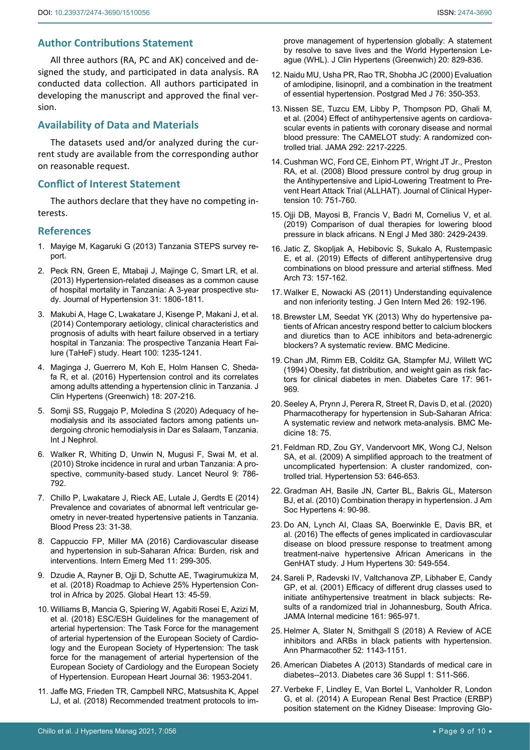## Author Contributions Statement

All three authors (RA, PC and AK) conceived and designed the study, and participated in data analysis. RA conducted data collection. All authors participated in developing the manuscript and approved the final version.

## Availability of Data and Materials

The datasets used and/or analyzed during the current study are available from the corresponding author on reasonable request.

## Conflict of Interest Statement

The authors declare that they have no competing interests.

## References

1. Mayige M, Kagaruki G (2013) Tanzania STEPS survey report.
2. Peck RN, Green E, Mtabaji J, Majinge C, Smart LR, et al. (2013) Hypertension-related diseases as a common cause of hospital mortality in Tanzania: A 3-year prospective study. Journal of Hypertension 31: 1806-1811.
3. Makubi A, Hage C, Lwakatare J, Kisenge P, Makani J, et al. (2014) Contemporary aetiology, clinical characteristics and prognosis of adults with heart failure observed in a tertiary hospital in Tanzania: The prospective Tanzania Heart Failure (TaHeF) study. Heart 100: 1235-1241.
4. Maginga J, Guerrero M, Koh E, Holm Hansen C, Shedafa R, et al. (2016) Hypertension control and its correlates among adults attending a hypertension clinic in Tanzania. J Clin Hypertens (Greenwich) 18: 207-216.
5. Somji SS, Ruggajo P, Moledina S (2020) Adequacy of hemodialysis and its associated factors among patients undergoing chronic hemodialysis in Dar es Salaam, Tanzania. Int J Nephrol.
6. Walker R, Whiting D, Unwin N, Mugusi F, Swai M, et al. (2010) Stroke incidence in rural and urban Tanzania: A prospective, community-based study. Lancet Neurol 9: 786-792.
7. Chillo P, Lwakatare J, Rieck AE, Lutale J, Gerdts E (2014) Prevalence and covariates of abnormal left ventricular geometry in never-treated hypertensive patients in Tanzania. Blood Press 23: 31-38.
8. Cappuccio FP, Miller MA (2016) Cardiovascular disease and hypertension in sub-Saharan Africa: Burden, risk and interventions. Intern Emerg Med 11: 299-305.
9. Dzudie A, Rayner B, Ojji D, Schutte AE, Twagirumukiza M, et al. (2018) Roadmap to Achieve 25% Hypertension Control in Africa by 2025. Global Heart 13: 45-59.
10. Williams B, Mancia G, Spiering W, Agabiti Rosei E, Azizi M, et al. (2018) ESC/ESH Guidelines for the management of arterial hypertension: The Task Force for the management of arterial hypertension of the European Society of Cardiology and the European Society of Hypertension: The task force for the management of arterial hypertension of the European Society of Cardiology and the European Society of Hypertension. European Heart Journal 36: 1953-2041.
11. Jaffe MG, Frieden TR, Campbell NRC, Matsushita K, Appel LJ, et al. (2018) Recommended treatment protocols to improve management of hypertension globally: A statement by resolve to save lives and the World Hypertension League (WHL). J Clin Hypertens (Greenwich) 20: 829-836.
12. Naidu MU, Usha PR, Rao TR, Shobha JC (2000) Evaluation of amlodipine, lisinopril, and a combination in the treatment of essential hypertension. Postgrad Med J 76: 350-353.
13. Nissen SE, Tuzcu EM, Libby P, Thompson PD, Ghali M, et al. (2004) Effect of antihypertensive agents on cardiovascular events in patients with coronary disease and normal blood pressure: The CAMELOT study: A randomized controlled trial. JAMA 292: 2217-2225.
14. Cushman WC, Ford CE, Einhorn PT, Wright JT Jr., Preston RA, et al. (2008) Blood pressure control by drug group in the Antihypertensive and Lipid-Lowering Treatment to Prevent Heart Attack Trial (ALLHAT). Journal of Clinical Hypertension 10: 751-760.
15. Ojji DB, Mayosi B, Francis V, Badri M, Cornelius V, et al. (2019) Comparison of dual therapies for lowering blood pressure in black africans. N Engl J Med 380: 2429-2439.
16. Jatic Z, Skopljak A, Hebibovic S, Sukalo A, Rustempasic E, et al. (2019) Effects of different antihypertensive drug combinations on blood pressure and arterial stiffness. Med Arch 73: 157-162.
17. Walker E, Nowacki AS (2011) Understanding equivalence and non inferiority testing. J Gen Intern Med 26: 192-196.
18. Brewster LM, Seedat YK (2013) Why do hypertensive patients of African ancestry respond better to calcium blockers and diuretics than to ACE inhibitors and beta-adrenergic blockers? A systematic review. BMC Medicine.
19. Chan JM, Rimm EB, Colditz GA, Stampfer MJ, Willett WC (1994) Obesity, fat distribution, and weight gain as risk factors for clinical diabetes in men. Diabetes Care 17: 961-969.
20. Seeley A, Prynn J, Perera R, Street R, Davis D, et al. (2020) Pharmacotherapy for hypertension in Sub-Saharan Africa: A systematic review and network meta-analysis. BMC Medicine 18: 75.
21. Feldman RD, Zou GY, Vandervoort MK, Wong CJ, Nelson SA, et al. (2009) A simplified approach to the treatment of uncomplicated hypertension: A cluster randomized, controlled trial. Hypertension 53: 646-653.
22. Gradman AH, Basile JN, Carter BL, Bakris GL, Materson BJ, et al. (2010) Combination therapy in hypertension. J Am Soc Hypertens 4: 90-98.
23. Do AN, Lynch AI, Claas SA, Boerwinkle E, Davis BR, et al. (2016) The effects of genes implicated in cardiovascular disease on blood pressure response to treatment among treatment-naive hypertensive African Americans in the GenHAT study. J Hum Hypertens 30: 549-554.
24. Sareli P, Radevski IV, Valtchanova ZP, Libhaber E, Candy GP, et al. (2001) Efficacy of different drug classes used to initiate antihypertensive treatment in black subjects: Results of a randomized trial in Johannesburg, South Africa. JAMA Internal medicine 161: 965-971.
25. Helmer A, Slater N, Smithgall S (2018) A Review of ACE inhibitors and ARBs in black patients with hypertension. Ann Pharmacother 52: 1143-1151.
26. American Diabetes A (2013) Standards of medical care in diabetes--2013. Diabetes care 36 Suppl 1: S11-S66.
27. Verbeke F, Lindley E, Van Bortel L, Vanholder R, London G, et al. (2014) A European Renal Best Practice (ERBP) position statement on the Kidney Disease: Improving Glo-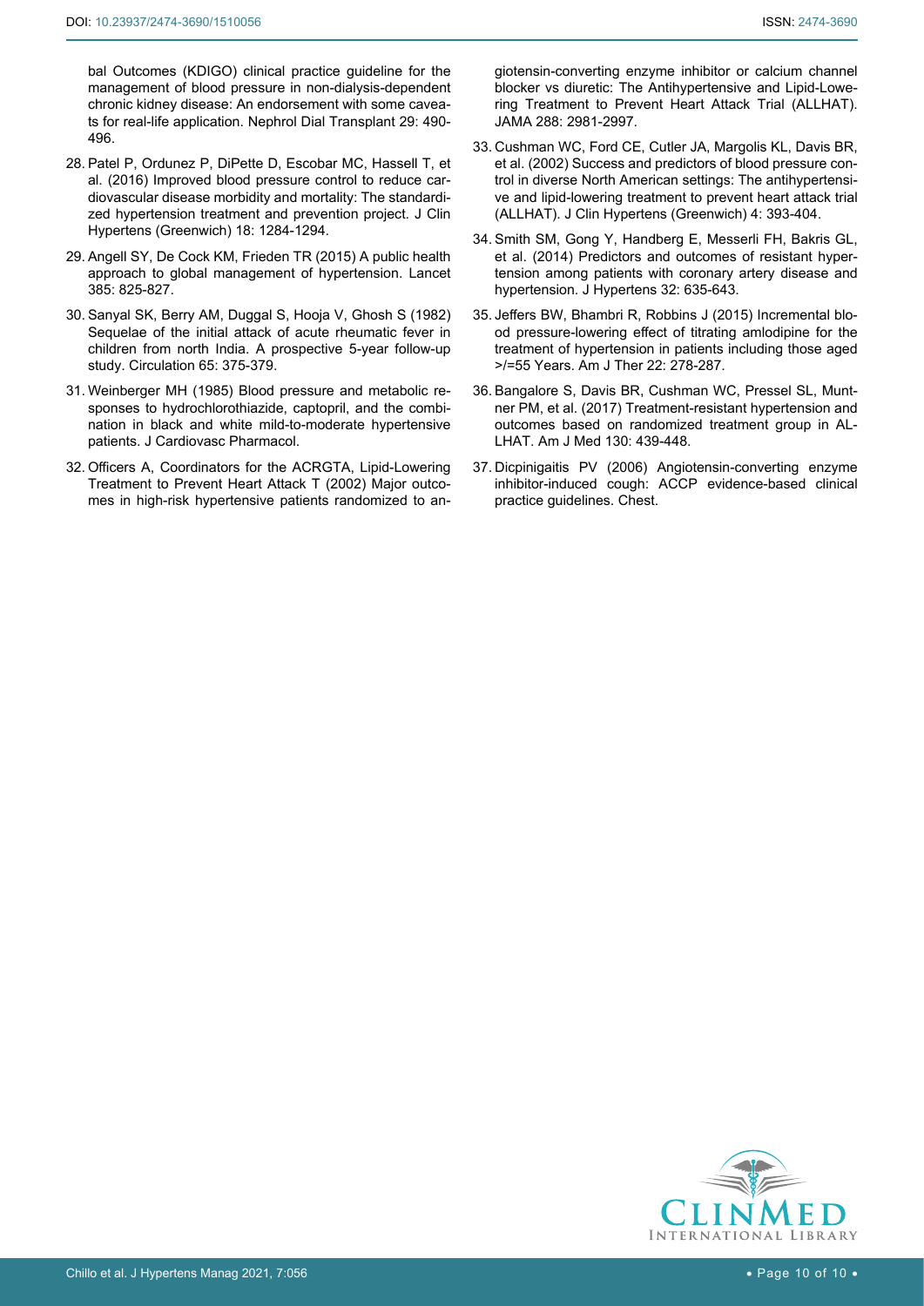bal Outcomes (KDIGO) clinical practice guideline for the management of blood pressure in non-dialysis-dependent chronic kidney disease: An endorsement with some caveats for real-life application. Nephrol Dial Transplant 29: 490-496.

28. Patel P, Ordunez P, DiPette D, Escobar MC, Hassell T, et al. (2016) Improved blood pressure control to reduce cardiovascular disease morbidity and mortality: The standardized hypertension treatment and prevention project. J Clin Hypertens (Greenwich) 18: 1284-1294.
29. Angell SY, De Cock KM, Frieden TR (2015) A public health approach to global management of hypertension. Lancet 385: 825-827.
30. Sanyal SK, Berry AM, Duggal S, Hooja V, Ghosh S (1982) Sequelae of the initial attack of acute rheumatic fever in children from north India. A prospective 5-year follow-up study. Circulation 65: 375-379.
31. Weinberger MH (1985) Blood pressure and metabolic responses to hydrochlorothiazide, captopril, and the combination in black and white mild-to-moderate hypertensive patients. J Cardiovasc Pharmacol.
32. Officers A, Coordinators for the ACRGTA, Lipid-Lowering Treatment to Prevent Heart Attack T (2002) Major outcomes in high-risk hypertensive patients randomized to angiotensin-converting enzyme inhibitor or calcium channel blocker vs diuretic: The Antihypertensive and Lipid-Lowering Treatment to Prevent Heart Attack Trial (ALLHAT). JAMA 288: 2981-2997.
33. Cushman WC, Ford CE, Cutler JA, Margolis KL, Davis BR, et al. (2002) Success and predictors of blood pressure control in diverse North American settings: The antihypertensive and lipid-lowering treatment to prevent heart attack trial (ALLHAT). J Clin Hypertens (Greenwich) 4: 393-404.
34. Smith SM, Gong Y, Handberg E, Messerli FH, Bakris GL, et al. (2014) Predictors and outcomes of resistant hypertension among patients with coronary artery disease and hypertension. J Hypertens 32: 635-643.
35. Jeffers BW, Bhambri R, Robbins J (2015) Incremental blood pressure-lowering effect of titrating amlodipine for the treatment of hypertension in patients including those aged >/=55 Years. Am J Ther 22: 278-287.
36. Bangalore S, Davis BR, Cushman WC, Pressel SL, Muntner PM, et al. (2017) Treatment-resistant hypertension and outcomes based on randomized treatment group in ALLHAT. Am J Med 130: 439-448.
37. Dicpinigaitis PV (2006) Angiotensin-converting enzyme inhibitor-induced cough: ACCP evidence-based clinical practice guidelines. Chest.